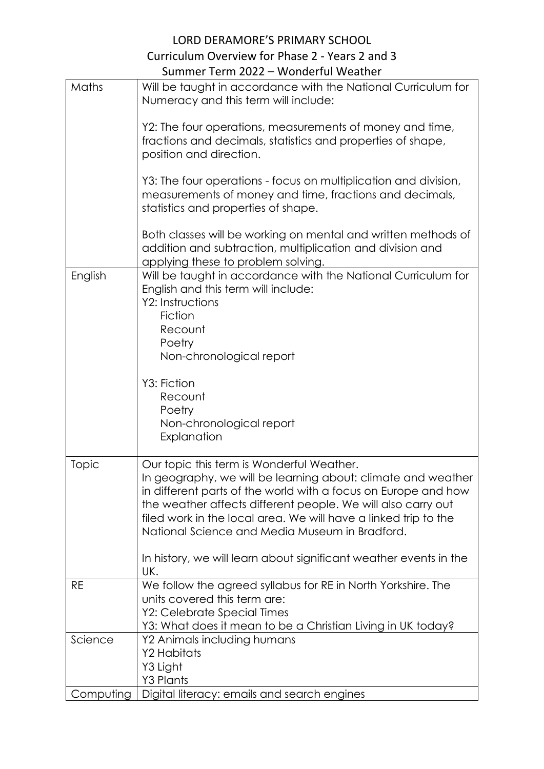# LORD DERAMORE'S PRIMARY SCHOOL

## Curriculum Overview for Phase 2 - Years 2 and 3

## Summer Term 2022 – Wonderful Weather

| | |
|---|---|
| Maths | Will be taught in accordance with the National Curriculum for Numeracy and this term will include:<br><br>Y2: The four operations, measurements of money and time, fractions and decimals, statistics and properties of shape, position and direction.<br><br>Y3: The four operations - focus on multiplication and division, measurements of money and time, fractions and decimals, statistics and properties of shape.<br><br>Both classes will be working on mental and written methods of addition and subtraction, multiplication and division and applying these to problem solving. |
| English | Will be taught in accordance with the National Curriculum for English and this term will include:<br>Y2: Instructions<br>Fiction<br>Recount<br>Poetry<br>Non-chronological report<br><br>Y3: Fiction<br>Recount<br>Poetry<br>Non-chronological report<br>Explanation |
| Topic | Our topic this term is Wonderful Weather.<br>In geography, we will be learning about: climate and weather in different parts of the world with a focus on Europe and how the weather affects different people. We will also carry out filed work in the local area. We will have a linked trip to the National Science and Media Museum in Bradford.<br><br>In history, we will learn about significant weather events in the UK. |
| RE | We follow the agreed syllabus for RE in North Yorkshire. The units covered this term are:<br>Y2: Celebrate Special Times<br>Y3: What does it mean to be a Christian Living in UK today? |
| Science | Y2 Animals including humans<br>Y2 Habitats<br>Y3 Light<br>Y3 Plants |
| Computing | Digital literacy: emails and search engines |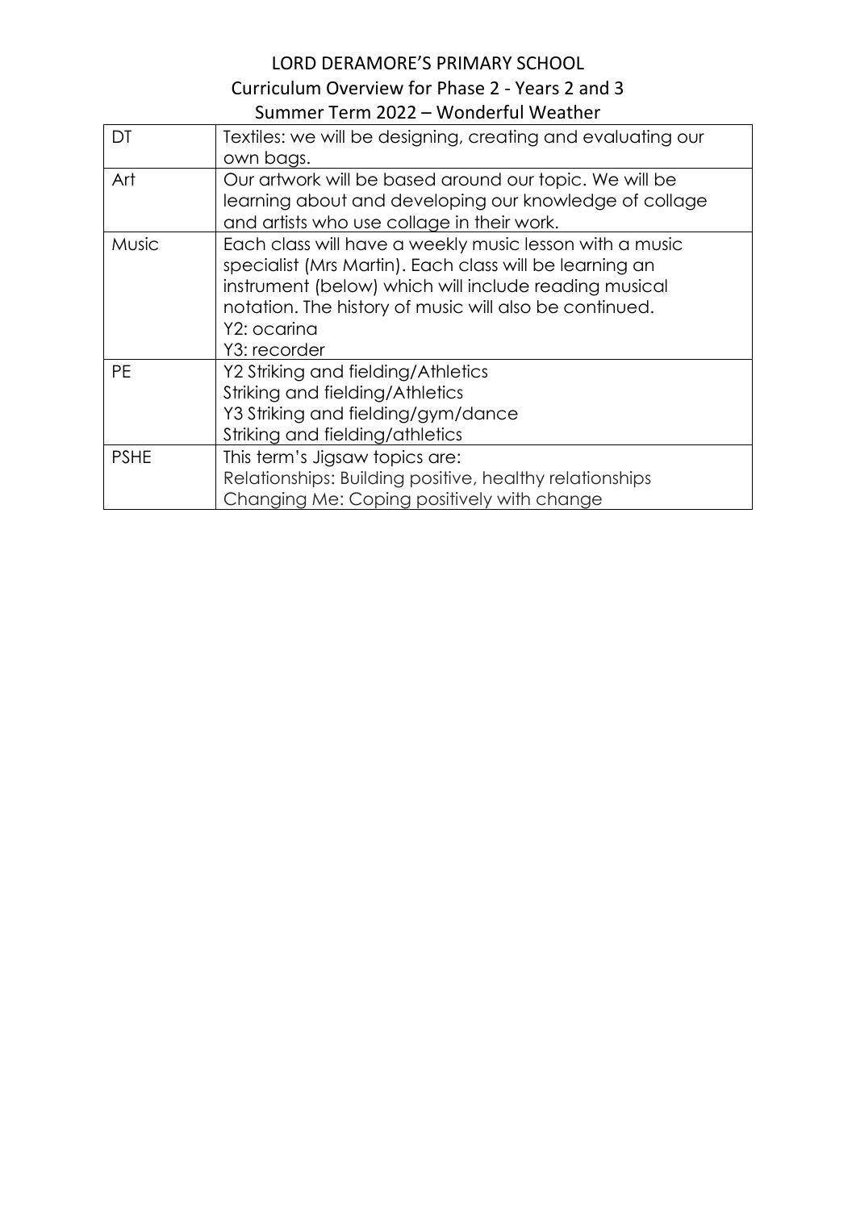# LORD DERAMORE'S PRIMARY SCHOOL

## Curriculum Overview for Phase 2 - Years 2 and 3

## Summer Term 2022 – Wonderful Weather

| | |
|---|---|
| DT | Textiles: we will be designing, creating and evaluating our own bags. |
| Art | Our artwork will be based around our topic. We will be learning about and developing our knowledge of collage and artists who use collage in their work. |
| Music | Each class will have a weekly music lesson with a music specialist (Mrs Martin). Each class will be learning an instrument (below) which will include reading musical notation. The history of music will also be continued.<br>Y2: ocarina<br>Y3: recorder |
| PE | Y2 Striking and fielding/Athletics<br>Striking and fielding/Athletics<br>Y3 Striking and fielding/gym/dance<br>Striking and fielding/athletics |
| PSHE | This term's Jigsaw topics are:<br>Relationships: Building positive, healthy relationships<br>Changing Me: Coping positively with change |